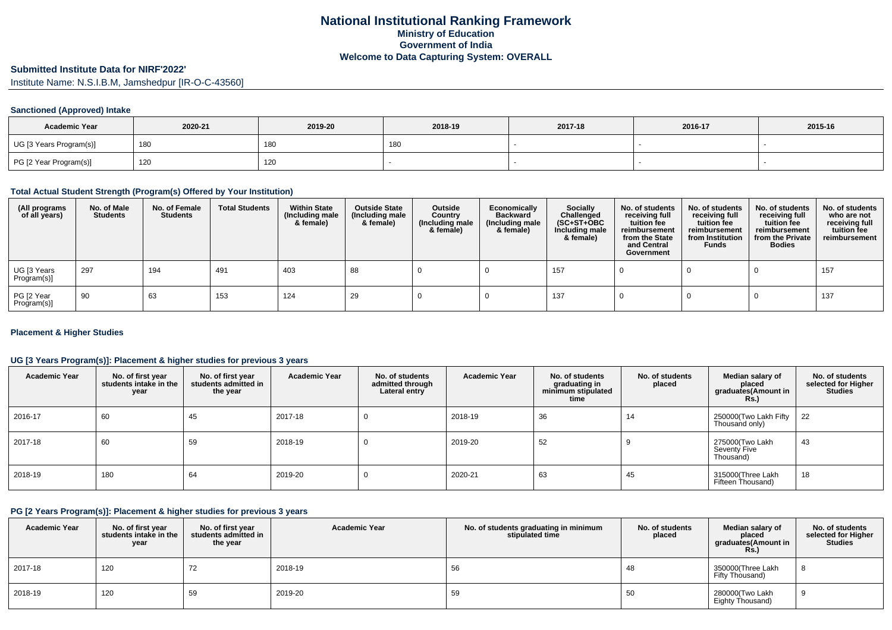# National Institutional Ranking Framework
## Ministry of Education
## Government of India
## Welcome to Data Capturing System: OVERALL

### Submitted Institute Data for NIRF'2022'

Institute Name: N.S.I.B.M, Jamshedpur [IR-O-C-43560]

#### Sanctioned (Approved) Intake

| Academic Year | 2020-21 | 2019-20 | 2018-19 | 2017-18 | 2016-17 | 2015-16 |
|---|---|---|---|---|---|---|
| UG [3 Years Program(s)] | 180 | 180 | 180 | - | - | - |
| PG [2 Year Program(s)] | 120 | 120 | - | - | - | - |

#### Total Actual Student Strength (Program(s) Offered by Your Institution)

| (All programs of all years) | No. of Male Students | No. of Female Students | Total Students | Within State (Including male & female) | Outside State (Including male & female) | Outside Country (Including male & female) | Economically Backward (Including male & female) | Socially Challenged (SC+ST+OBC Including male & female) | No. of students receiving full tuition fee reimbursement from the State and Central Government | No. of students receiving full tuition fee reimbursement from Institution Funds | No. of students receiving full tuition fee reimbursement from the Private Bodies | No. of students who are not receiving full tuition fee reimbursement |
|---|---|---|---|---|---|---|---|---|---|---|---|---|
| UG [3 Years Program(s)] | 297 | 194 | 491 | 403 | 88 | 0 | 0 | 157 | 0 | 0 | 0 | 157 |
| PG [2 Year Program(s)] | 90 | 63 | 153 | 124 | 29 | 0 | 0 | 137 | 0 | 0 | 0 | 137 |

#### Placement & Higher Studies

#### UG [3 Years Program(s)]: Placement & higher studies for previous 3 years

| Academic Year | No. of first year students intake in the year | No. of first year students admitted in the year | Academic Year | No. of students admitted through Lateral entry | Academic Year | No. of students graduating in minimum stipulated time | No. of students placed | Median salary of placed graduates(Amount in Rs.) | No. of students selected for Higher Studies |
|---|---|---|---|---|---|---|---|---|---|
| 2016-17 | 60 | 45 | 2017-18 | 0 | 2018-19 | 36 | 14 | 250000(Two Lakh Fifty Thousand only) | 22 |
| 2017-18 | 60 | 59 | 2018-19 | 0 | 2019-20 | 52 | 9 | 275000(Two Lakh Seventy Five Thousand) | 43 |
| 2018-19 | 180 | 64 | 2019-20 | 0 | 2020-21 | 63 | 45 | 315000(Three Lakh Fifteen Thousand) | 18 |

#### PG [2 Years Program(s)]: Placement & higher studies for previous 3 years

| Academic Year | No. of first year students intake in the year | No. of first year students admitted in the year | Academic Year | No. of students graduating in minimum stipulated time | No. of students placed | Median salary of placed graduates(Amount in Rs.) | No. of students selected for Higher Studies |
|---|---|---|---|---|---|---|---|
| 2017-18 | 120 | 72 | 2018-19 | 56 | 48 | 350000(Three Lakh Fifty Thousand) | 8 |
| 2018-19 | 120 | 59 | 2019-20 | 59 | 50 | 280000(Two Lakh Eighty Thousand) | 9 |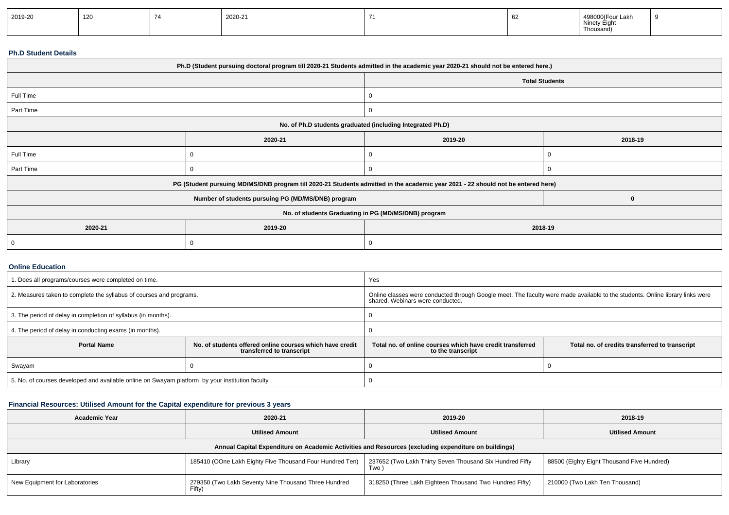| 2019-20 | 120 | 74 | 2020-21 | 71 | 62 | 498000(Four Lakh Ninety Eight Thousand) | 9 |
|---|---|---|---|---|---|---|---|

### Ph.D Student Details

| Ph.D (Student pursuing doctoral program till 2020-21 Students admitted in the academic year 2020-21 should not be entered here.) | | | |
|---|---|---|---|
| | | Total Students | |
| Full Time | | 0 | |
| Part Time | | 0 | |
| No. of Ph.D students graduated (including Integrated Ph.D) | | | |
| | 2020-21 | 2019-20 | 2018-19 |
| Full Time | 0 | 0 | 0 |
| Part Time | 0 | 0 | 0 |
| PG (Student pursuing MD/MS/DNB program till 2020-21 Students admitted in the academic year 2021 - 22 should not be entered here) | | | |
| Number of students pursuing PG (MD/MS/DNB) program | | | 0 |
| No. of students Graduating in PG (MD/MS/DNB) program | | | |
| 2020-21 | 2019-20 | 2018-19 | |
| 0 | 0 | 0 | |

### Online Education

| 1. Does all programs/courses were completed on time. | | Yes | |
|---|---|---|---|
| 2. Measures taken to complete the syllabus of courses and programs. | | Online classes were conducted through Google meet. The faculty were made available to the students. Online library links were shared. Webinars were conducted. | |
| 3. The period of delay in completion of syllabus (in months). | | 0 | |
| 4. The period of delay in conducting exams (in months). | | 0 | |
| **Portal Name** | **No. of students offered online courses which have credit transferred to transcript** | **Total no. of online courses which have credit transferred to the transcript** | **Total no. of credits transferred to transcript** |
| Swayam | 0 | 0 | 0 |
| 5. No. of courses developed and available online on Swayam platform by your institution faculty | | 0 | |

### Financial Resources: Utilised Amount for the Capital expenditure for previous 3 years

| Academic Year | 2020-21 | 2019-20 | 2018-19 |
|---|---|---|---|
| | Utilised Amount | Utilised Amount | Utilised Amount |
| Annual Capital Expenditure on Academic Activities and Resources (excluding expenditure on buildings) | | | |
| Library | 185410 (OOne Lakh Eighty Five Thousand Four Hundred Ten) | 237652 (Two Lakh Thirty Seven Thousand Six Hundred Fifty Two ) | 88500 (Eighty Eight Thousand Five Hundred) |
| New Equipment for Laboratories | 279350 (Two Lakh Seventy Nine Thousand Three Hundred Fifty) | 318250 (Three Lakh Eighteen Thousand Two Hundred Fifty) | 210000 (Two Lakh Ten Thousand) |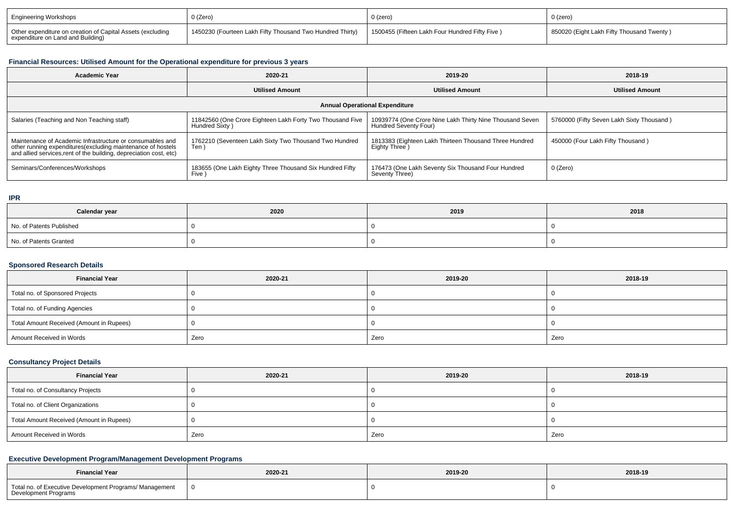| Engineering Workshops | 0 (Zero) | 0 (zero) | 0 (zero) |
|---|---|---|---|
| Other expenditure on creation of Capital Assets (excluding expenditure on Land and Building) | 1450230 (Fourteen Lakh Fifty Thousand Two Hundred Thirty) | 1500455 (Fifteen Lakh Four Hundred Fifty Five ) | 850020 (Eight Lakh Fifty Thousand Twenty ) |

### Financial Resources: Utilised Amount for the Operational expenditure for previous 3 years

| Academic Year | 2020-21 | 2019-20 | 2018-19 |
|---|---|---|---|
| | **Utilised Amount** | **Utilised Amount** | **Utilised Amount** |
| **Annual Operational Expenditure** | | | |
| Salaries (Teaching and Non Teaching staff) | 11842560 (One Crore Eighteen Lakh Forty Two Thousand Five Hundred Sixty ) | 10939774 (One Crore Nine Lakh Thirty Nine Thousand Seven Hundred Seventy Four) | 5760000 (Fifty Seven Lakh Sixty Thousand ) |
| Maintenance of Academic Infrastructure or consumables and other running expenditures(excluding maintenance of hostels and allied services,rent of the building, depreciation cost, etc) | 1762210 (Seventeen Lakh Sixty Two Thousand Two Hundred Ten ) | 1813383 (Eighteen Lakh Thirteen Thousand Three Hundred Eighty Three ) | 450000 (Four Lakh Fifty Thousand ) |
| Seminars/Conferences/Workshops | 183655 (One Lakh Eighty Three Thousand Six Hundred Fifty Five ) | 176473 (One Lakh Seventy Six Thousand Four Hundred Seventy Three) | 0 (Zero) |

### IPR

| Calendar year | 2020 | 2019 | 2018 |
|---|---|---|---|
| No. of Patents Published | 0 | 0 | 0 |
| No. of Patents Granted | 0 | 0 | 0 |

### Sponsored Research Details

| Financial Year | 2020-21 | 2019-20 | 2018-19 |
|---|---|---|---|
| Total no. of Sponsored Projects | 0 | 0 | 0 |
| Total no. of Funding Agencies | 0 | 0 | 0 |
| Total Amount Received (Amount in Rupees) | 0 | 0 | 0 |
| Amount Received in Words | Zero | Zero | Zero |

### Consultancy Project Details

| Financial Year | 2020-21 | 2019-20 | 2018-19 |
|---|---|---|---|
| Total no. of Consultancy Projects | 0 | 0 | 0 |
| Total no. of Client Organizations | 0 | 0 | 0 |
| Total Amount Received (Amount in Rupees) | 0 | 0 | 0 |
| Amount Received in Words | Zero | Zero | Zero |

### Executive Development Program/Management Development Programs

| Financial Year | 2020-21 | 2019-20 | 2018-19 |
|---|---|---|---|
| Total no. of Executive Development Programs/ Management Development Programs | 0 | 0 | 0 |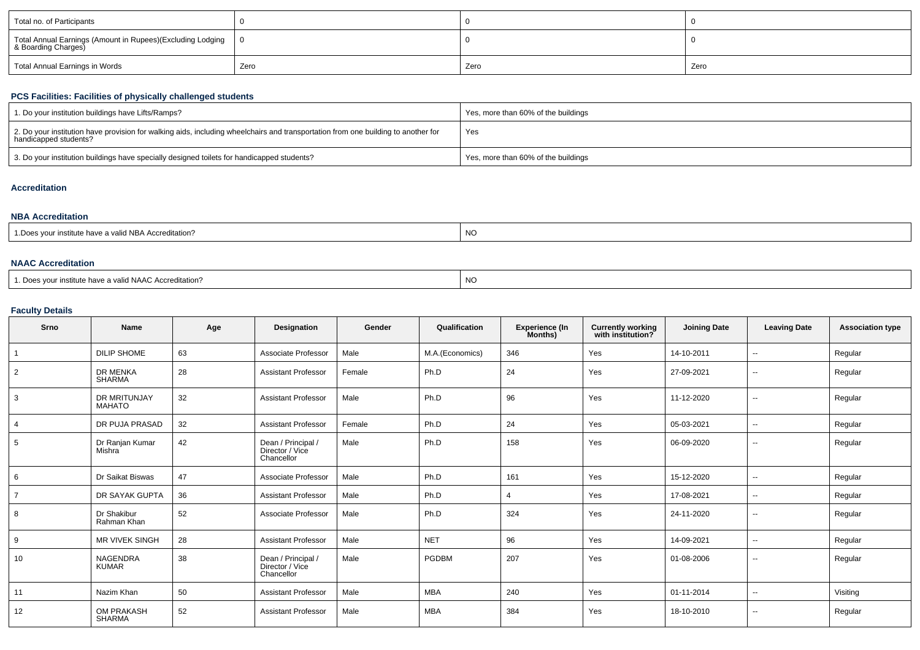| Total no. of Participants | 0 | 0 | 0 |
|---|---|---|---|
| Total Annual Earnings (Amount in Rupees)(Excluding Lodging & Boarding Charges) | 0 | 0 | 0 |
| Total Annual Earnings in Words | Zero | Zero | Zero |

### PCS Facilities: Facilities of physically challenged students

| 1. Do your institution buildings have Lifts/Ramps? | Yes, more than 60% of the buildings |
|---|---|
| 2. Do your institution have provision for walking aids, including wheelchairs and transportation from one building to another for handicapped students? | Yes |
| 3. Do your institution buildings have specially designed toilets for handicapped students? | Yes, more than 60% of the buildings |

### Accreditation

### NBA Accreditation

| 1.Does your institute have a valid NBA Accreditation? | NO |
|---|---|

### NAAC Accreditation

| 1. Does your institute have a valid NAAC Accreditation? | NO |
|---|---|

### Faculty Details

| Srno | Name | Age | Designation | Gender | Qualification | Experience (In Months) | Currently working with institution? | Joining Date | Leaving Date | Association type |
|---|---|---|---|---|---|---|---|---|---|---|
| 1 | DILIP SHOME | 63 | Associate Professor | Male | M.A.(Economics) | 346 | Yes | 14-10-2011 | -- | Regular |
| 2 | DR MENKA SHARMA | 28 | Assistant Professor | Female | Ph.D | 24 | Yes | 27-09-2021 | -- | Regular |
| 3 | DR MRITUNJAY MAHATO | 32 | Assistant Professor | Male | Ph.D | 96 | Yes | 11-12-2020 | -- | Regular |
| 4 | DR PUJA PRASAD | 32 | Assistant Professor | Female | Ph.D | 24 | Yes | 05-03-2021 | -- | Regular |
| 5 | Dr Ranjan Kumar Mishra | 42 | Dean / Principal / Director / Vice Chancellor | Male | Ph.D | 158 | Yes | 06-09-2020 | -- | Regular |
| 6 | Dr Saikat Biswas | 47 | Associate Professor | Male | Ph.D | 161 | Yes | 15-12-2020 | -- | Regular |
| 7 | DR SAYAK GUPTA | 36 | Assistant Professor | Male | Ph.D | 4 | Yes | 17-08-2021 | -- | Regular |
| 8 | Dr Shakibur Rahman Khan | 52 | Associate Professor | Male | Ph.D | 324 | Yes | 24-11-2020 | -- | Regular |
| 9 | MR VIVEK SINGH | 28 | Assistant Professor | Male | NET | 96 | Yes | 14-09-2021 | -- | Regular |
| 10 | NAGENDRA KUMAR | 38 | Dean / Principal / Director / Vice Chancellor | Male | PGDBM | 207 | Yes | 01-08-2006 | -- | Regular |
| 11 | Nazim Khan | 50 | Assistant Professor | Male | MBA | 240 | Yes | 01-11-2014 | -- | Visiting |
| 12 | OM PRAKASH SHARMA | 52 | Assistant Professor | Male | MBA | 384 | Yes | 18-10-2010 | -- | Regular |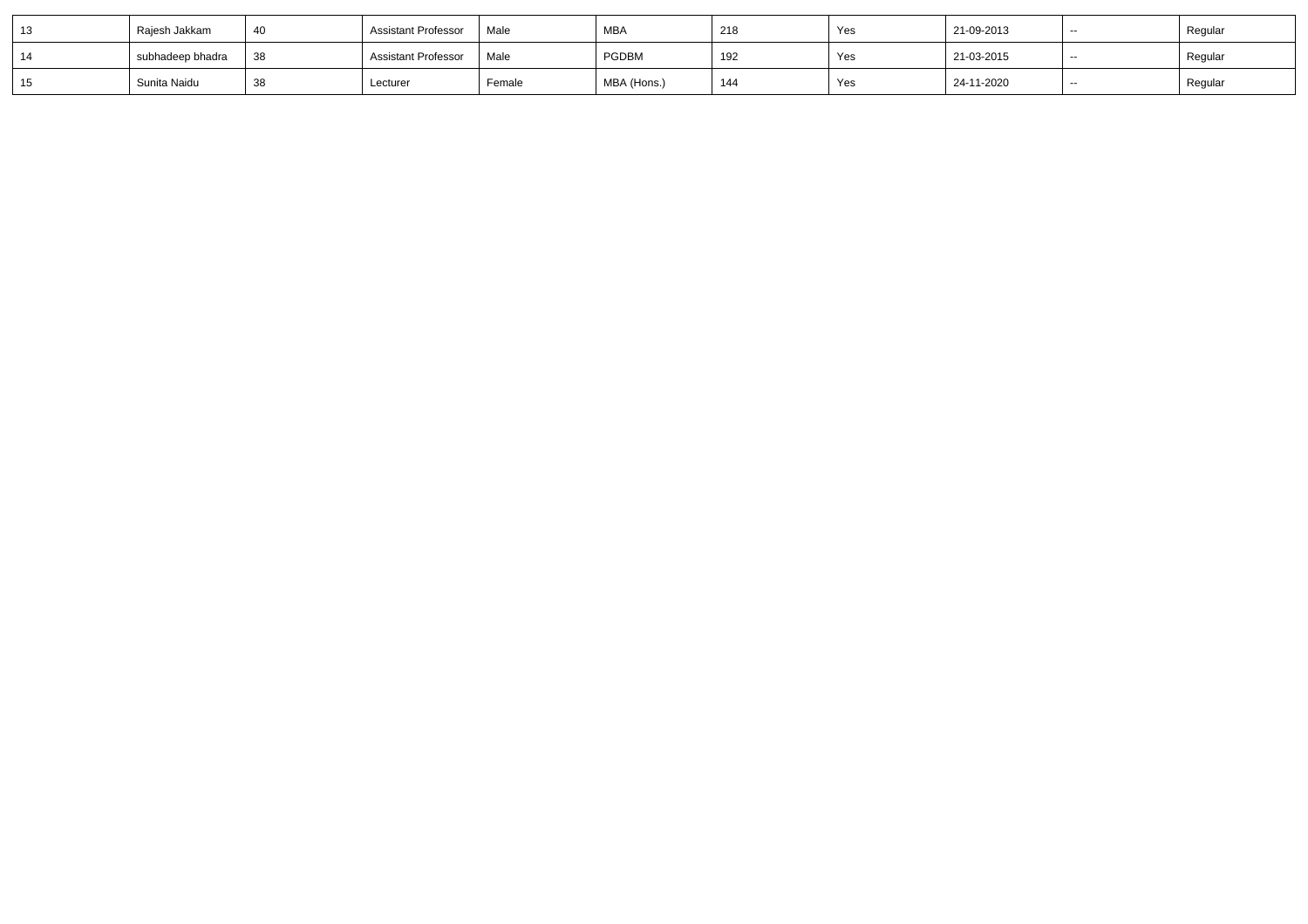| | | | | | | | | | | |
|---|---|---|---|---|---|---|---|---|---|---|
| 13 | Rajesh Jakkam | 40 | Assistant Professor | Male | MBA | 218 | Yes | 21-09-2013 | -- | Regular |
| 14 | subhadeep bhadra | 38 | Assistant Professor | Male | PGDBM | 192 | Yes | 21-03-2015 | -- | Regular |
| 15 | Sunita Naidu | 38 | Lecturer | Female | MBA (Hons.) | 144 | Yes | 24-11-2020 | -- | Regular |